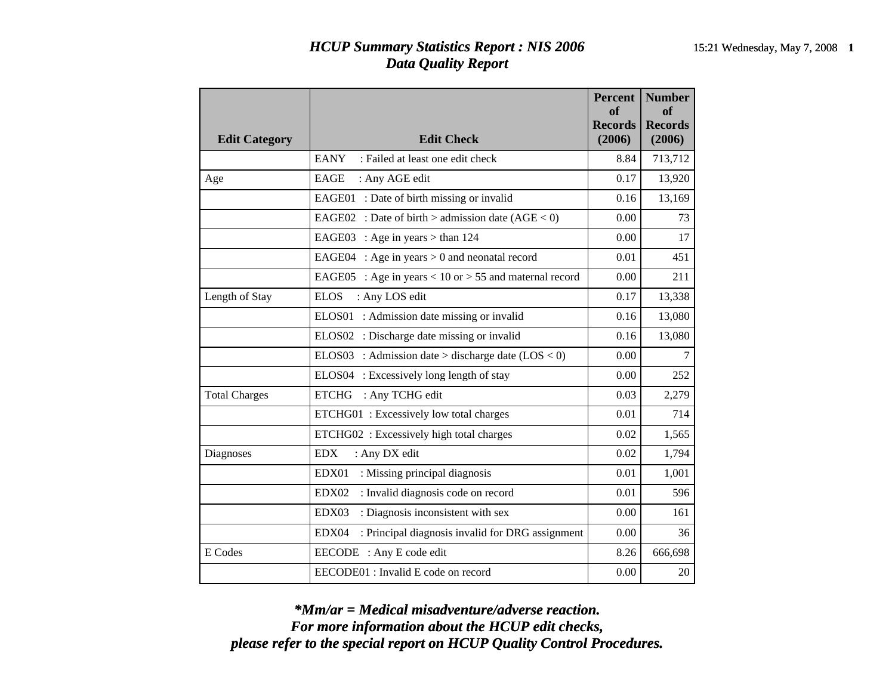# *HCUP Summary Statistics Report : NIS 2006*
## *Data Quality Report*

| Edit Category | Edit Check | Percent of Records (2006) | Number of Records (2006) |
|---|---|---|---|
| | EANY : Failed at least one edit check | 8.84 | 713,712 |
| Age | EAGE : Any AGE edit | 0.17 | 13,920 |
| | EAGE01 : Date of birth missing or invalid | 0.16 | 13,169 |
| | EAGE02 : Date of birth > admission date (AGE < 0) | 0.00 | 73 |
| | EAGE03 : Age in years > than 124 | 0.00 | 17 |
| | EAGE04 : Age in years > 0 and neonatal record | 0.01 | 451 |
| | EAGE05 : Age in years < 10 or > 55 and maternal record | 0.00 | 211 |
| Length of Stay | ELOS : Any LOS edit | 0.17 | 13,338 |
| | ELOS01 : Admission date missing or invalid | 0.16 | 13,080 |
| | ELOS02 : Discharge date missing or invalid | 0.16 | 13,080 |
| | ELOS03 : Admission date > discharge date (LOS < 0) | 0.00 | 7 |
| | ELOS04 : Excessively long length of stay | 0.00 | 252 |
| Total Charges | ETCHG : Any TCHG edit | 0.03 | 2,279 |
| | ETCHG01 : Excessively low total charges | 0.01 | 714 |
| | ETCHG02 : Excessively high total charges | 0.02 | 1,565 |
| Diagnoses | EDX : Any DX edit | 0.02 | 1,794 |
| | EDX01 : Missing principal diagnosis | 0.01 | 1,001 |
| | EDX02 : Invalid diagnosis code on record | 0.01 | 596 |
| | EDX03 : Diagnosis inconsistent with sex | 0.00 | 161 |
| | EDX04 : Principal diagnosis invalid for DRG assignment | 0.00 | 36 |
| E Codes | EECODE : Any E code edit | 8.26 | 666,698 |
| | EECODE01 : Invalid E code on record | 0.00 | 20 |

***Mm/ar = Medical misadventure/adverse reaction.**
***For more information about the HCUP edit checks,***
***please refer to the special report on HCUP Quality Control Procedures.***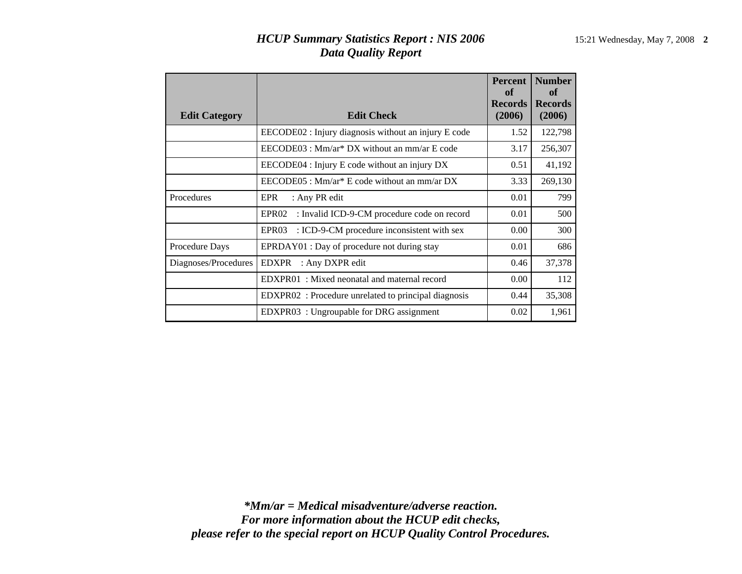# *HCUP Summary Statistics Report : NIS 2006*
## *Data Quality Report*

| Edit Category | Edit Check | Percent of Records (2006) | Number of Records (2006) |
|---|---|---|---|
| | EECODE02 : Injury diagnosis without an injury E code | 1.52 | 122,798 |
| | EECODE03 : Mm/ar* DX without an mm/ar E code | 3.17 | 256,307 |
| | EECODE04 : Injury E code without an injury DX | 0.51 | 41,192 |
| | EECODE05 : Mm/ar* E code without an mm/ar DX | 3.33 | 269,130 |
| Procedures | EPR : Any PR edit | 0.01 | 799 |
| | EPR02 : Invalid ICD-9-CM procedure code on record | 0.01 | 500 |
| | EPR03 : ICD-9-CM procedure inconsistent with sex | 0.00 | 300 |
| Procedure Days | EPRDAY01 : Day of procedure not during stay | 0.01 | 686 |
| Diagnoses/Procedures | EDXPR : Any DXPR edit | 0.46 | 37,378 |
| | EDXPR01 : Mixed neonatal and maternal record | 0.00 | 112 |
| | EDXPR02 : Procedure unrelated to principal diagnosis | 0.44 | 35,308 |
| | EDXPR03 : Ungroupable for DRG assignment | 0.02 | 1,961 |

***Mm/ar = Medical misadventure/adverse reaction.***
***For more information about the HCUP edit checks,***
***please refer to the special report on HCUP Quality Control Procedures.***